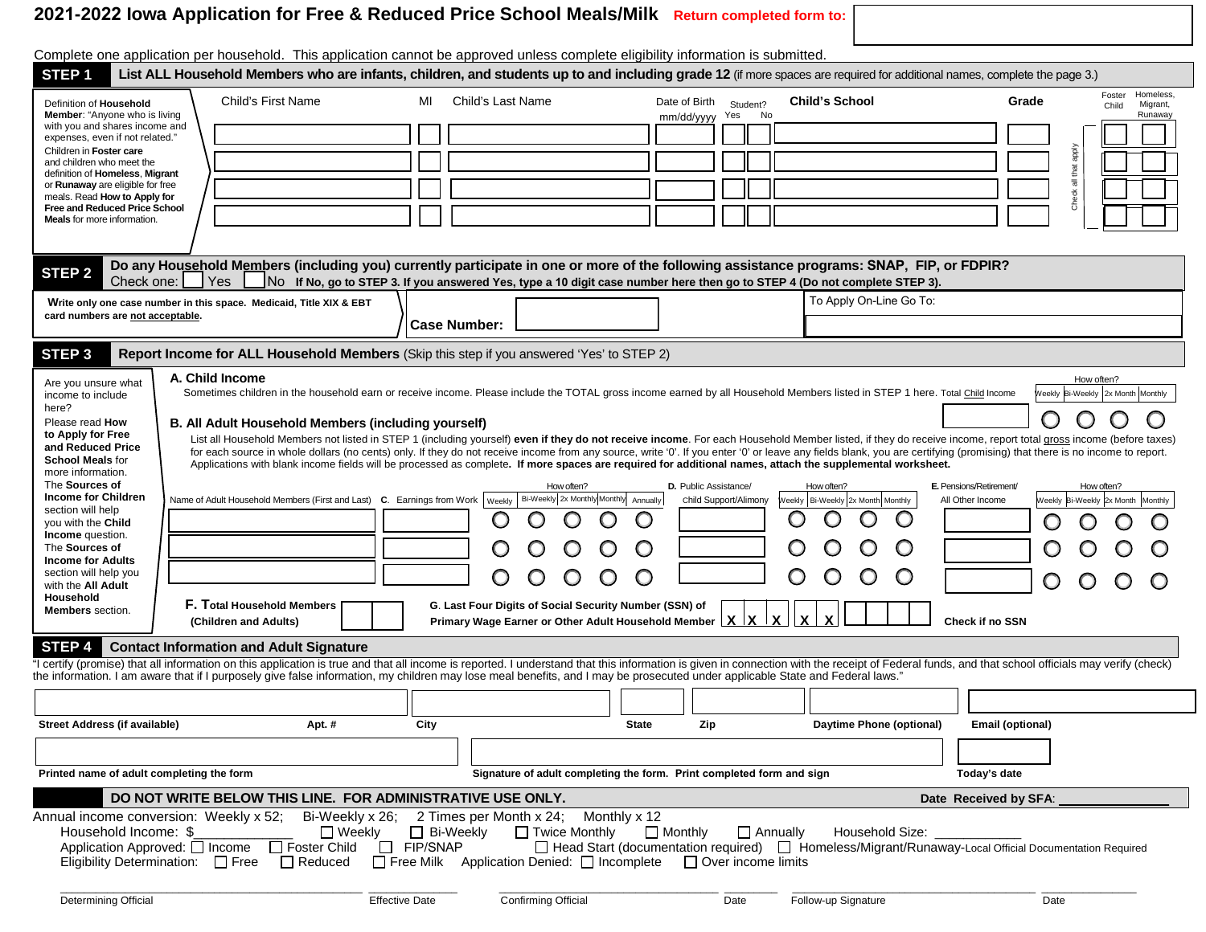# 2021-2022 Iowa Application for Free & Reduced Price School Meals/Milk

**Return completed form to:**

Complete one application per household. This application cannot be approved unless complete eligibility information is submitted.

## STEP 1 List ALL Household Members who are infants, children, and students up to and including grade 12 (if more spaces are required for additional names, complete the page 3.)

Definition of **Household Member**: "Anyone who is living with you and shares income and expenses, even if not related."

Children in **Foster care** and children who meet the definition of **Homeless, Migrant** or **Runaway** are eligible for free meals. Read **How to Apply for Free and Reduced Price School Meals** for more information.

| Child's First Name | MI | Child's Last Name | Date of Birth mm/dd/yyyy | Student? Yes | Student? No | Child's School | Grade | Foster Child | Homeless, Migrant, Runaway |
|---|---|---|---|---|---|---|---|---|---|
| | | | | | | | | | |
| | | | | | | | | | |
| | | | | | | | | | |
| | | | | | | | | | |

Check all that apply

## STEP 2 Do any Household Members (including you) currently participate in one or more of the following assistance programs: SNAP, FIP, or FDPIR?

Check one: ☐ Yes ☐ No **If No, go to STEP 3. If you answered Yes, type a 10 digit case number here then go to STEP 4 (Do not complete STEP 3).**

**Write only one case number in this space. Medicaid, Title XIX & EBT card numbers are not acceptable.**

**Case Number:**

To Apply On-Line Go To:

## STEP 3 Report Income for ALL Household Members (Skip this step if you answered 'Yes' to STEP 2)

Are you unsure what income to include here?

Please read **How to Apply for Free and Reduced Price School Meals** for more information.

The **Sources of Income for Children** section will help you with the **Child Income** question.

The **Sources of Income for Adults** section will help you with the **All Adult Household Members** section.

**A. Child Income**

Sometimes children in the household earn or receive income. Please include the TOTAL gross income earned by all Household Members listed in STEP 1 here. Total Child Income

How often? ◯ Weekly ◯ Bi-Weekly ◯ 2x Month ◯ Monthly

**B. All Adult Household Members (including yourself)**

List all Household Members not listed in STEP 1 (including yourself) **even if they do not receive income**. For each Household Member listed, if they do receive income, report total gross income (before taxes) for each source in whole dollars (no cents) only. If they do not receive income from any source, write '0'. If you enter '0' or leave any fields blank, you are certifying (promising) that there is no income to report. Applications with blank income fields will be processed as complete. **If more spaces are required for additional names, attach the supplemental worksheet.**

| Name of Adult Household Members (First and Last) | C. Earnings from Work | How often? Weekly | Bi-Weekly | 2x Monthly | Monthly | Annually | D. Public Assistance/ Child Support/Alimony | How often? Weekly | Bi-Weekly | 2x Month | Monthly | E. Pensions/Retirement/ All Other Income | How often? Weekly | Bi-Weekly | 2x Month | Monthly |
|---|---|---|---|---|---|---|---|---|---|---|---|---|---|---|---|---|
| | | ◯ | ◯ | ◯ | ◯ | ◯ | | ◯ | ◯ | ◯ | ◯ | | ◯ | ◯ | ◯ | ◯ |
| | | ◯ | ◯ | ◯ | ◯ | ◯ | | ◯ | ◯ | ◯ | ◯ | | ◯ | ◯ | ◯ | ◯ |
| | | ◯ | ◯ | ◯ | ◯ | ◯ | | ◯ | ◯ | ◯ | ◯ | | ◯ | ◯ | ◯ | ◯ |

**F. Total Household Members (Children and Adults)**

**G. Last Four Digits of Social Security Number (SSN) of Primary Wage Earner or Other Adult Household Member** X X X X X _ _ _ _

**Check if no SSN**

## STEP 4 Contact Information and Adult Signature

"I certify (promise) that all information on this application is true and that all income is reported. I understand that this information is given in connection with the receipt of Federal funds, and that school officials may verify (check) the information. I am aware that if I purposely give false information, my children may lose meal benefits, and I may be prosecuted under applicable State and Federal laws."

**Street Address (if available)** | **Apt. #** | **City** | **State** | **Zip** | **Daytime Phone (optional)** | **Email (optional)**

**Printed name of adult completing the form** | **Signature of adult completing the form. Print completed form and sign** | **Today's date**

### DO NOT WRITE BELOW THIS LINE. FOR ADMINISTRATIVE USE ONLY.

**Date Received by SFA:** ____________

Annual income conversion: Weekly x 52; Bi-Weekly x 26; 2 Times per Month x 24; Monthly x 12

Household Income: $__________ ☐ Weekly ☐ Bi-Weekly ☐ Twice Monthly ☐ Monthly ☐ Annually Household Size: __________

Application Approved: ☐ Income ☐ Foster Child ☐ FIP/SNAP ☐ Head Start (documentation required) ☐ Homeless/Migrant/Runaway-Local Official Documentation Required

Eligibility Determination: ☐ Free ☐ Reduced ☐ Free Milk Application Denied: ☐ Incomplete ☐ Over income limits

_________________________ Determining Official ________ Effective Date _________________________ Confirming Official ________ Date _________________________ Follow-up Signature ________ Date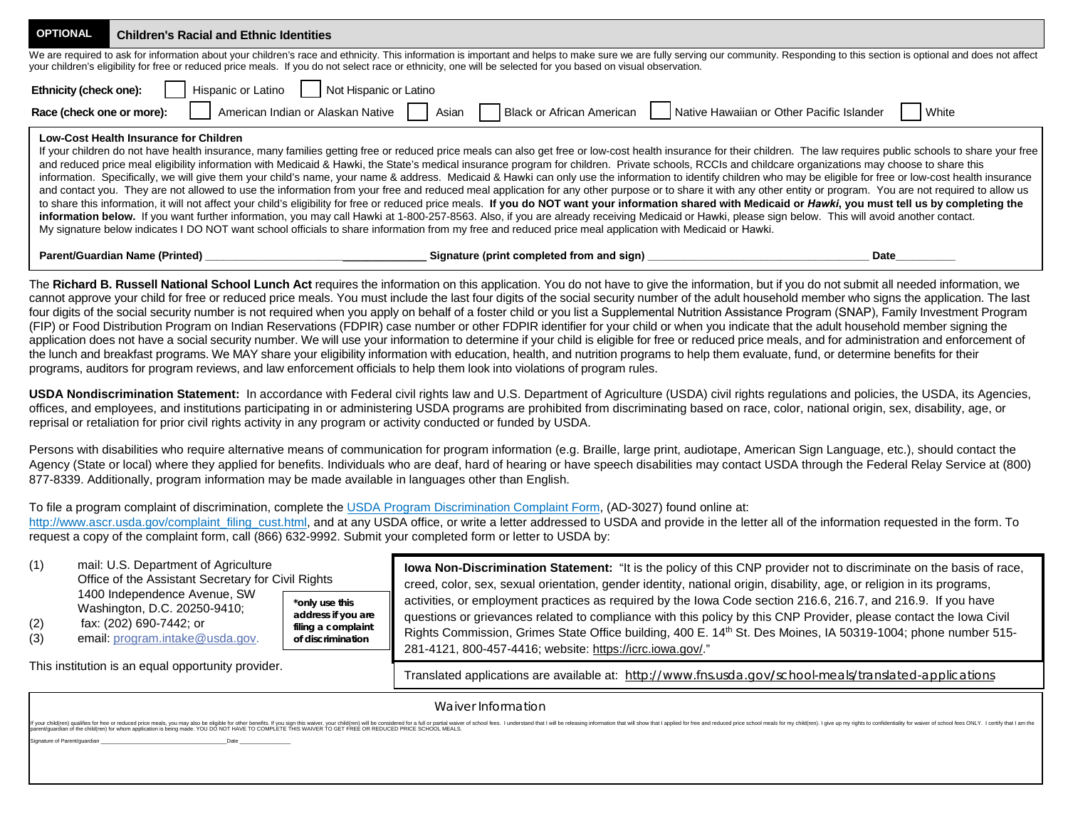**OPTIONAL** | **Children's Racial and Ethnic Identities**

We are required to ask for information about your children's race and ethnicity. This information is important and helps to make sure we are fully serving our community. Responding to this section is optional and does not affect your children's eligibility for free or reduced price meals. If you do not select race or ethnicity, one will be selected for you based on visual observation.

**Ethnicity (check one):** ☐ Hispanic or Latino ☐ Not Hispanic or Latino

**Race (check one or more):** ☐ American Indian or Alaskan Native ☐ Asian ☐ Black or African American ☐ Native Hawaiian or Other Pacific Islander ☐ White

**Low-Cost Health Insurance for Children**

If your children do not have health insurance, many families getting free or reduced price meals can also get free or low-cost health insurance for their children. The law requires public schools to share your free and reduced price meal eligibility information with Medicaid & Hawki, the State's medical insurance program for children. Private schools, RCCIs and childcare organizations may choose to share this information. Specifically, we will give them your child's name, your name & address. Medicaid & Hawki can only use the information to identify children who may be eligible for free or low-cost health insurance and contact you. They are not allowed to use the information from your free and reduced meal application for any other purpose or to share it with any other entity or program. You are not required to allow us to share this information, it will not affect your child's eligibility for free or reduced price meals. **If you do NOT want your information shared with Medicaid or *Hawki*, you must tell us by completing the information below.** If you want further information, you may call Hawki at 1-800-257-8563. Also, if you are already receiving Medicaid or Hawki, please sign below. This will avoid another contact.
My signature below indicates I DO NOT want school officials to share information from my free and reduced price meal application with Medicaid or Hawki.

**Parent/Guardian Name (Printed)** ____________________________________ **Signature (print completed from and sign)** ____________________________________ **Date**__________

The **Richard B. Russell National School Lunch Act** requires the information on this application. You do not have to give the information, but if you do not submit all needed information, we cannot approve your child for free or reduced price meals. You must include the last four digits of the social security number of the adult household member who signs the application. The last four digits of the social security number is not required when you apply on behalf of a foster child or you list a Supplemental Nutrition Assistance Program (SNAP), Family Investment Program (FIP) or Food Distribution Program on Indian Reservations (FDPIR) case number or other FDPIR identifier for your child or when you indicate that the adult household member signing the application does not have a social security number. We will use your information to determine if your child is eligible for free or reduced price meals, and for administration and enforcement of the lunch and breakfast programs. We MAY share your eligibility information with education, health, and nutrition programs to help them evaluate, fund, or determine benefits for their programs, auditors for program reviews, and law enforcement officials to help them look into violations of program rules.

**USDA Nondiscrimination Statement:** In accordance with Federal civil rights law and U.S. Department of Agriculture (USDA) civil rights regulations and policies, the USDA, its Agencies, offices, and employees, and institutions participating in or administering USDA programs are prohibited from discriminating based on race, color, national origin, sex, disability, age, or reprisal or retaliation for prior civil rights activity in any program or activity conducted or funded by USDA.

Persons with disabilities who require alternative means of communication for program information (e.g. Braille, large print, audiotape, American Sign Language, etc.), should contact the Agency (State or local) where they applied for benefits. Individuals who are deaf, hard of hearing or have speech disabilities may contact USDA through the Federal Relay Service at (800) 877-8339. Additionally, program information may be made available in languages other than English.

To file a program complaint of discrimination, complete the USDA Program Discrimination Complaint Form, (AD-3027) found online at: http://www.ascr.usda.gov/complaint_filing_cust.html, and at any USDA office, or write a letter addressed to USDA and provide in the letter all of the information requested in the form. To request a copy of the complaint form, call (866) 632-9992. Submit your completed form or letter to USDA by:

(1) mail: U.S. Department of Agriculture
Office of the Assistant Secretary for Civil Rights
1400 Independence Avenue, SW
Washington, D.C. 20250-9410;
(2) fax: (202) 690-7442; or
(3) email: program.intake@usda.gov.

***only use this address if you are filing a complaint of discrimination**

This institution is an equal opportunity provider.

**Iowa Non-Discrimination Statement:** "It is the policy of this CNP provider not to discriminate on the basis of race, creed, color, sex, sexual orientation, gender identity, national origin, disability, age, or religion in its programs, activities, or employment practices as required by the Iowa Code section 216.6, 216.7, and 216.9. If you have questions or grievances related to compliance with this policy by this CNP Provider, please contact the Iowa Civil Rights Commission, Grimes State Office building, 400 E. 14th St. Des Moines, IA 50319-1004; phone number 515-281-4121, 800-457-4416; website: https://icrc.iowa.gov/."

Translated applications are available at: http://www.fns.usda.gov/school-meals/translated-applications

## Waiver Information

If your child(ren) qualifies for free or reduced price meals, you may also be eligible for other benefits. If you sign this waiver, your child(ren) will be considered for a full or partial waiver of school fees. I understand that I will be releasing information that will show that I applied for free and reduced price school meals for my child(ren). I give up my rights to confidentiality for waiver of school fees ONLY. I certify that I am the parent/guardian of the child(ren) for whom application is being made. YOU DO NOT HAVE TO COMPLETE THIS WAIVER TO GET FREE OR REDUCED PRICE SCHOOL MEALS.

Signature of Parent/guardian ____________________________________ Date ______________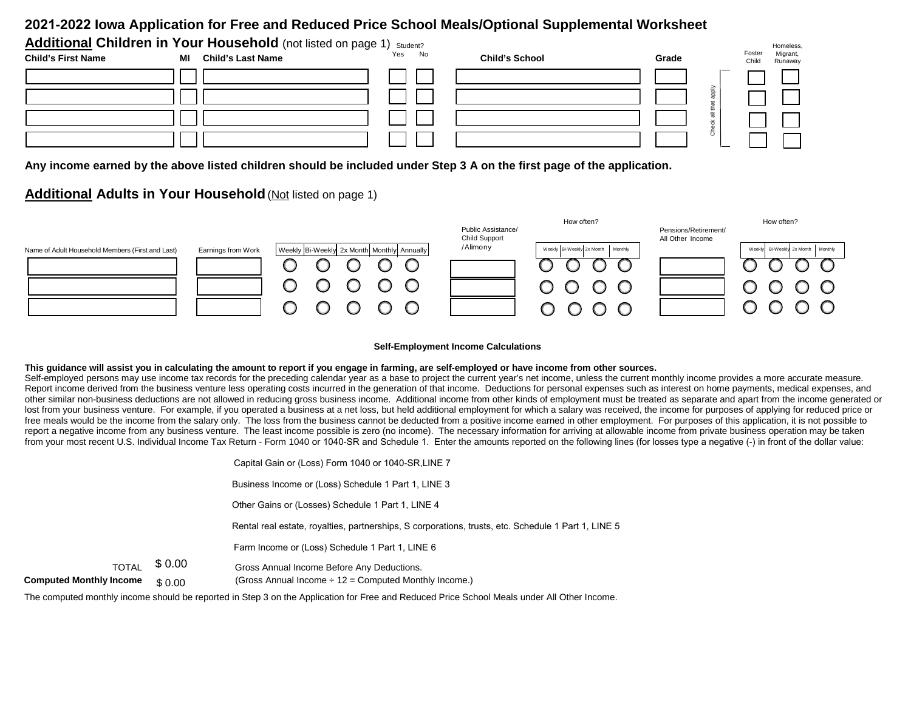# 2021-2022 Iowa Application for Free and Reduced Price School Meals/Optional Supplemental Worksheet

## **Additional** Children in Your Household (not listed on page 1)

| Child's First Name | MI | Child's Last Name | Student? Yes | Student? No | Child's School | Grade | Foster Child | Homeless, Migrant, Runaway |
|---|---|---|---|---|---|---|---|---|
| | | | | | | | | |
| | | | | | | | | |
| | | | | | | | | |
| | | | | | | | | |

Check all that apply

**Any income earned by the above listed children should be included under Step 3 A on the first page of the application.**

## **Additional** Adults in Your Household (Not listed on page 1)

| Name of Adult Household Members (First and Last) | Earnings from Work | Weekly | Bi-Weekly | 2x Month | Monthly | Annually | Public Assistance/ Child Support /Alimony | How often? Weekly | Bi-Weekly | 2x Month | Monthly | Pensions/Retirement/ All Other Income | How often? Weekly | Bi-Weekly | 2x Month | Monthly |
|---|---|---|---|---|---|---|---|---|---|---|---|---|---|---|---|---|
| | | ○ | ○ | ○ | ○ | ○ | | ○ | ○ | ○ | ○ | | ○ | ○ | ○ | ○ |
| | | ○ | ○ | ○ | ○ | ○ | | ○ | ○ | ○ | ○ | | ○ | ○ | ○ | ○ |
| | | ○ | ○ | ○ | ○ | ○ | | ○ | ○ | ○ | ○ | | ○ | ○ | ○ | ○ |

### Self-Employment Income Calculations

**This guidance will assist you in calculating the amount to report if you engage in farming, are self-employed or have income from other sources.**

Self-employed persons may use income tax records for the preceding calendar year as a base to project the current year's net income, unless the current monthly income provides a more accurate measure. Report income derived from the business venture less operating costs incurred in the generation of that income. Deductions for personal expenses such as interest on home payments, medical expenses, and other similar non-business deductions are not allowed in reducing gross business income. Additional income from other kinds of employment must be treated as separate and apart from the income generated or lost from your business venture. For example, if you operated a business at a net loss, but held additional employment for which a salary was received, the income for purposes of applying for reduced price or free meals would be the income from the salary only. The loss from the business cannot be deducted from a positive income earned in other employment. For purposes of this application, it is not possible to report a negative income from any business venture. The least income possible is zero (no income). The necessary information for arriving at allowable income from private business operation may be taken from your most recent U.S. Individual Income Tax Return - Form 1040 or 1040-SR and Schedule 1. Enter the amounts reported on the following lines (for losses type a negative (-) in front of the dollar value:

Capital Gain or (Loss) Form 1040 or 1040-SR,LINE 7

Business Income or (Loss) Schedule 1 Part 1, LINE 3

Other Gains or (Losses) Schedule 1 Part 1, LINE 4

Rental real estate, royalties, partnerships, S corporations, trusts, etc. Schedule 1 Part 1, LINE 5

Farm Income or (Loss) Schedule 1 Part 1, LINE 6

TOTAL $ 0.00 Gross Annual Income Before Any Deductions.

**Computed Monthly Income** $ 0.00 (Gross Annual Income ÷ 12 = Computed Monthly Income.)

The computed monthly income should be reported in Step 3 on the Application for Free and Reduced Price School Meals under All Other Income.